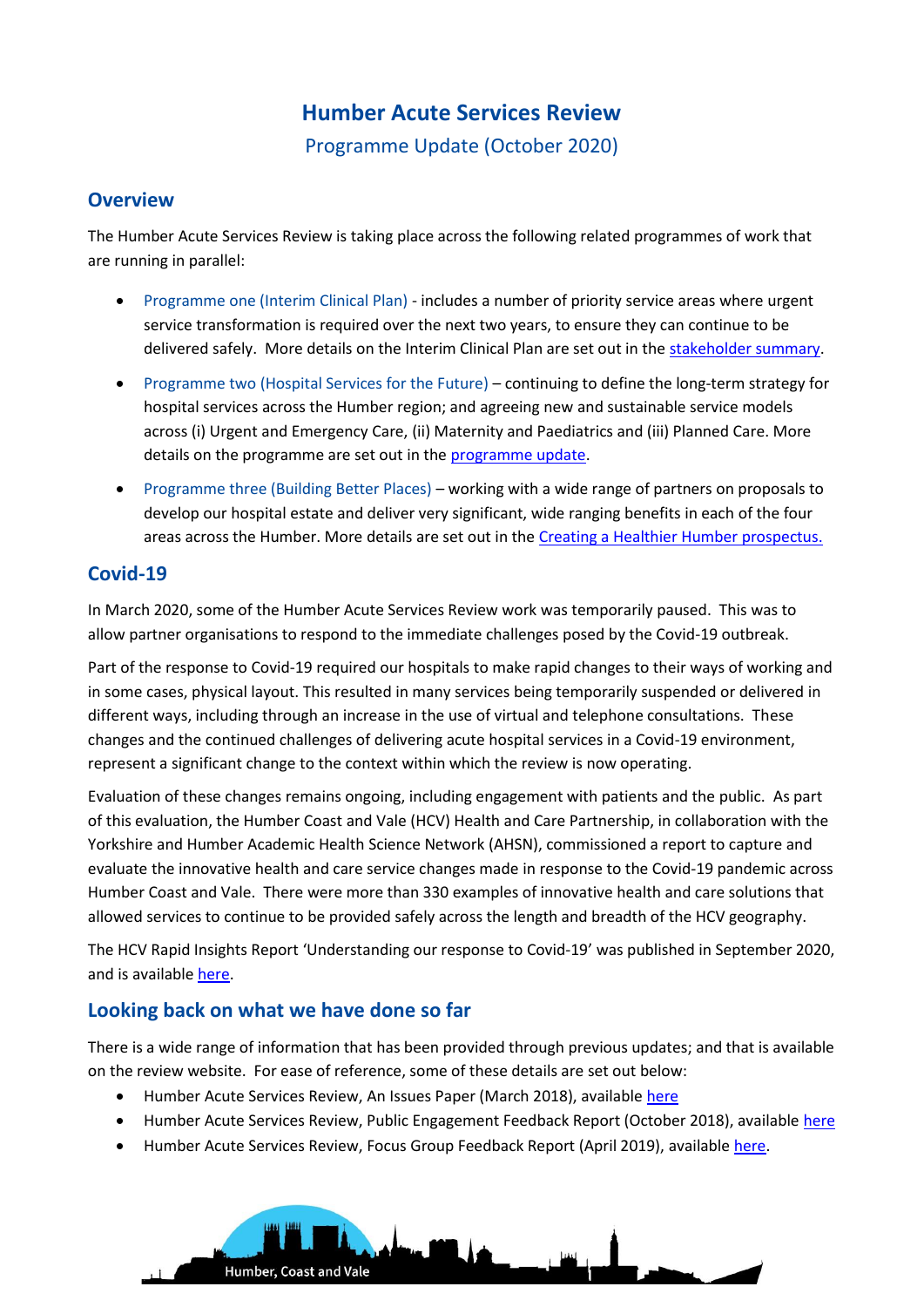# Humber Acute Services Review

Programme Update (October 2020)

## Overview

The Humber Acute Services Review is taking place across the following related programmes of work that are running in parallel:

- Programme one (Interim Clinical Plan) - includes a number of priority service areas where urgent service transformation is required over the next two years, to ensure they can continue to be delivered safely. More details on the Interim Clinical Plan are set out in the stakeholder summary.
- Programme two (Hospital Services for the Future) – continuing to define the long-term strategy for hospital services across the Humber region; and agreeing new and sustainable service models across (i) Urgent and Emergency Care, (ii) Maternity and Paediatrics and (iii) Planned Care. More details on the programme are set out in the programme update.
- Programme three (Building Better Places) – working with a wide range of partners on proposals to develop our hospital estate and deliver very significant, wide ranging benefits in each of the four areas across the Humber. More details are set out in the Creating a Healthier Humber prospectus.

## Covid-19

In March 2020, some of the Humber Acute Services Review work was temporarily paused. This was to allow partner organisations to respond to the immediate challenges posed by the Covid-19 outbreak.

Part of the response to Covid-19 required our hospitals to make rapid changes to their ways of working and in some cases, physical layout. This resulted in many services being temporarily suspended or delivered in different ways, including through an increase in the use of virtual and telephone consultations. These changes and the continued challenges of delivering acute hospital services in a Covid-19 environment, represent a significant change to the context within which the review is now operating.

Evaluation of these changes remains ongoing, including engagement with patients and the public. As part of this evaluation, the Humber Coast and Vale (HCV) Health and Care Partnership, in collaboration with the Yorkshire and Humber Academic Health Science Network (AHSN), commissioned a report to capture and evaluate the innovative health and care service changes made in response to the Covid-19 pandemic across Humber Coast and Vale. There were more than 330 examples of innovative health and care solutions that allowed services to continue to be provided safely across the length and breadth of the HCV geography.

The HCV Rapid Insights Report 'Understanding our response to Covid-19' was published in September 2020, and is available here.

## Looking back on what we have done so far

There is a wide range of information that has been provided through previous updates; and that is available on the review website. For ease of reference, some of these details are set out below:

- Humber Acute Services Review, An Issues Paper (March 2018), available here
- Humber Acute Services Review, Public Engagement Feedback Report (October 2018), available here
- Humber Acute Services Review, Focus Group Feedback Report (April 2019), available here.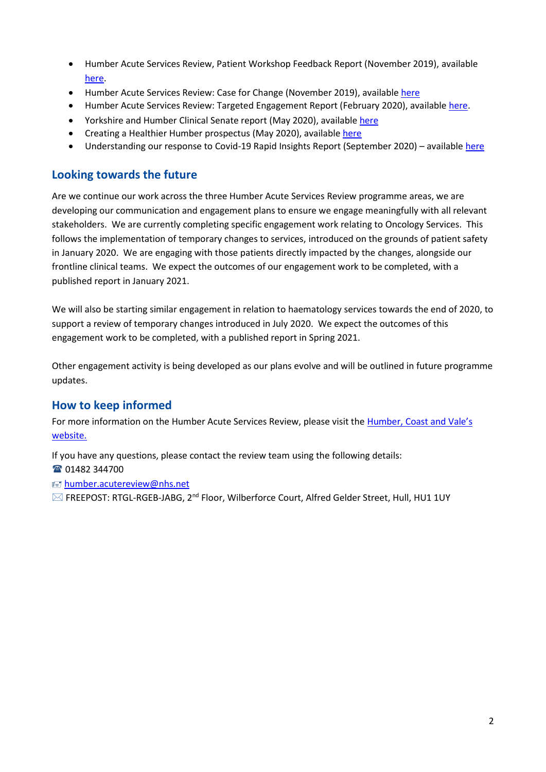- Humber Acute Services Review, Patient Workshop Feedback Report (November 2019), available here.
- Humber Acute Services Review: Case for Change (November 2019), available here
- Humber Acute Services Review: Targeted Engagement Report (February 2020), available here.
- Yorkshire and Humber Clinical Senate report (May 2020), available here
- Creating a Healthier Humber prospectus (May 2020), available here
- Understanding our response to Covid-19 Rapid Insights Report (September 2020) – available here

## Looking towards the future

Are we continue our work across the three Humber Acute Services Review programme areas, we are developing our communication and engagement plans to ensure we engage meaningfully with all relevant stakeholders. We are currently completing specific engagement work relating to Oncology Services. This follows the implementation of temporary changes to services, introduced on the grounds of patient safety in January 2020. We are engaging with those patients directly impacted by the changes, alongside our frontline clinical teams. We expect the outcomes of our engagement work to be completed, with a published report in January 2021.

We will also be starting similar engagement in relation to haematology services towards the end of 2020, to support a review of temporary changes introduced in July 2020. We expect the outcomes of this engagement work to be completed, with a published report in Spring 2021.

Other engagement activity is being developed as our plans evolve and will be outlined in future programme updates.

## How to keep informed

For more information on the Humber Acute Services Review, please visit the Humber, Coast and Vale's website.

If you have any questions, please contact the review team using the following details:

☎ 01482 344700

humber.acutereview@nhs.net

✉ FREEPOST: RTGL-RGEB-JABG, 2nd Floor, Wilberforce Court, Alfred Gelder Street, Hull, HU1 1UY